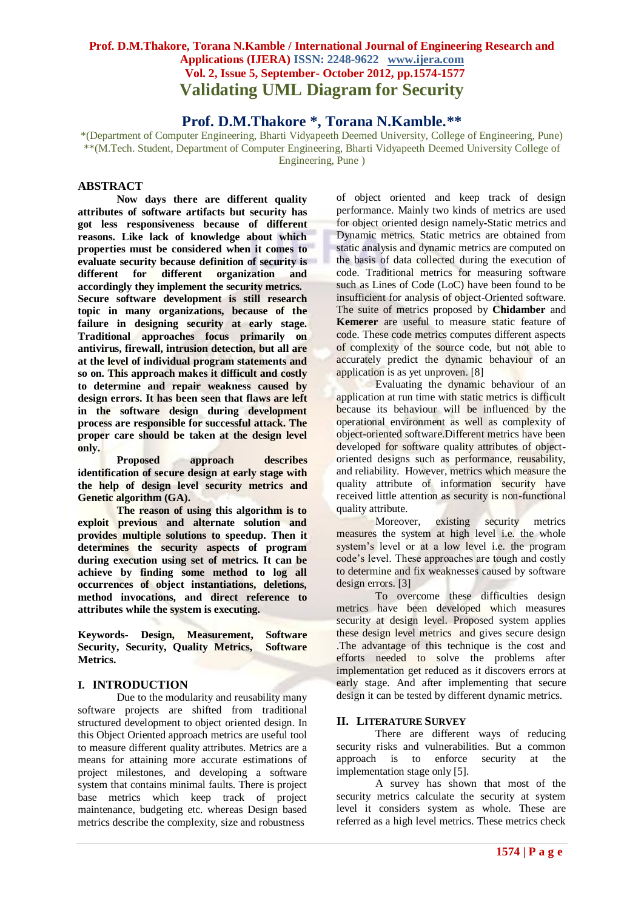# Validating UML Diagram for Security

## Prof. D.M.Thakore *, Torana N.Kamble.**

*(Department of Computer Engineering, Bharti Vidyapeeth Deemed University, College of Engineering, Pune)
**(M.Tech. Student, Department of Computer Engineering, Bharti Vidyapeeth Deemed University College of Engineering, Pune )

## ABSTRACT

**Now days there are different quality attributes of software artifacts but security has got less responsiveness because of different reasons. Like lack of knowledge about which properties must be considered when it comes to evaluate security because definition of security is different for different organization and accordingly they implement the security metrics. Secure software development is still research topic in many organizations, because of the failure in designing security at early stage. Traditional approaches focus primarily on antivirus, firewall, intrusion detection, but all are at the level of individual program statements and so on. This approach makes it difficult and costly to determine and repair weakness caused by design errors. It has been seen that flaws are left in the software design during development process are responsible for successful attack. The proper care should be taken at the design level only.**

**Proposed approach describes identification of secure design at early stage with the help of design level security metrics and Genetic algorithm (GA).**

**The reason of using this algorithm is to exploit previous and alternate solution and provides multiple solutions to speedup. Then it determines the security aspects of program during execution using set of metrics. It can be achieve by finding some method to log all occurrences of object instantiations, deletions, method invocations, and direct reference to attributes while the system is executing.**

**Keywords- Design, Measurement, Software Security, Security, Quality Metrics, Software Metrics.**

## I. INTRODUCTION

Due to the modularity and reusability many software projects are shifted from traditional structured development to object oriented design. In this Object Oriented approach metrics are useful tool to measure different quality attributes. Metrics are a means for attaining more accurate estimations of project milestones, and developing a software system that contains minimal faults. There is project base metrics which keep track of project maintenance, budgeting etc. whereas Design based metrics describe the complexity, size and robustness of object oriented and keep track of design performance. Mainly two kinds of metrics are used for object oriented design namely-Static metrics and Dynamic metrics. Static metrics are obtained from static analysis and dynamic metrics are computed on the basis of data collected during the execution of code. Traditional metrics for measuring software such as Lines of Code (LoC) have been found to be insufficient for analysis of object-Oriented software. The suite of metrics proposed by **Chidamber** and **Kemerer** are useful to measure static feature of code. These code metrics computes different aspects of complexity of the source code, but not able to accurately predict the dynamic behaviour of an application is as yet unproven. [8]

Evaluating the dynamic behaviour of an application at run time with static metrics is difficult because its behaviour will be influenced by the operational environment as well as complexity of object-oriented software.Different metrics have been developed for software quality attributes of object-oriented designs such as performance, reusability, and reliability. However, metrics which measure the quality attribute of information security have received little attention as security is non-functional quality attribute.

Moreover, existing security metrics measures the system at high level i.e. the whole system's level or at a low level i.e. the program code's level. These approaches are tough and costly to determine and fix weaknesses caused by software design errors. [3]

To overcome these difficulties design metrics have been developed which measures security at design level. Proposed system applies these design level metrics and gives secure design .The advantage of this technique is the cost and efforts needed to solve the problems after implementation get reduced as it discovers errors at early stage. And after implementing that secure design it can be tested by different dynamic metrics.

## II. LITERATURE SURVEY

There are different ways of reducing security risks and vulnerabilities. But a common approach is to enforce security at the implementation stage only [5].

A survey has shown that most of the security metrics calculate the security at system level it considers system as whole. These are referred as a high level metrics. These metrics check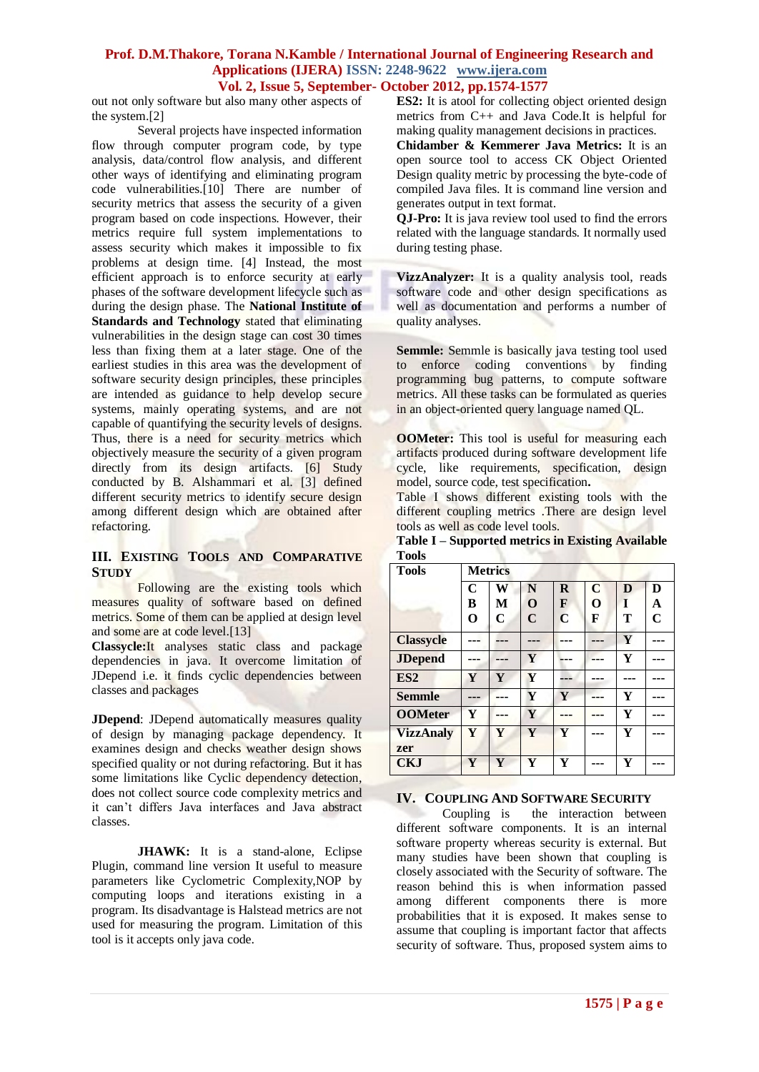out not only software but also many other aspects of the system.[2]

Several projects have inspected information flow through computer program code, by type analysis, data/control flow analysis, and different other ways of identifying and eliminating program code vulnerabilities.[10] There are number of security metrics that assess the security of a given program based on code inspections. However, their metrics require full system implementations to assess security which makes it impossible to fix problems at design time. [4] Instead, the most efficient approach is to enforce security at early phases of the software development lifecycle such as during the design phase. The **National Institute of Standards and Technology** stated that eliminating vulnerabilities in the design stage can cost 30 times less than fixing them at a later stage. One of the earliest studies in this area was the development of software security design principles, these principles are intended as guidance to help develop secure systems, mainly operating systems, and are not capable of quantifying the security levels of designs. Thus, there is a need for security metrics which objectively measure the security of a given program directly from its design artifacts. [6] Study conducted by B. Alshammari et al. [3] defined different security metrics to identify secure design among different design which are obtained after refactoring.

## III. Existing Tools and Comparative Study

Following are the existing tools which measures quality of software based on defined metrics. Some of them can be applied at design level and some are at code level.[13]

**Classycle:**It analyses static class and package dependencies in java. It overcome limitation of JDepend i.e. it finds cyclic dependencies between classes and packages

**JDepend**: JDepend automatically measures quality of design by managing package dependency. It examines design and checks weather design shows specified quality or not during refactoring. But it has some limitations like Cyclic dependency detection, does not collect source code complexity metrics and it can't differs Java interfaces and Java abstract classes.

**JHAWK:** It is a stand-alone, Eclipse Plugin, command line version It useful to measure parameters like Cyclometric Complexity,NOP by computing loops and iterations existing in a program. Its disadvantage is Halstead metrics are not used for measuring the program. Limitation of this tool is it accepts only java code.

**ES2:** It is atool for collecting object oriented design metrics from C++ and Java Code.It is helpful for making quality management decisions in practices.

**Chidamber & Kemmerer Java Metrics:** It is an open source tool to access CK Object Oriented Design quality metric by processing the byte-code of compiled Java files. It is command line version and generates output in text format.

**QJ-Pro:** It is java review tool used to find the errors related with the language standards. It normally used during testing phase.

**VizzAnalyzer:** It is a quality analysis tool, reads software code and other design specifications as well as documentation and performs a number of quality analyses.

**Semmle:** Semmle is basically java testing tool used to enforce coding conventions by finding programming bug patterns, to compute software metrics. All these tasks can be formulated as queries in an object-oriented query language named QL.

**OOMeter:** This tool is useful for measuring each artifacts produced during software development life cycle, like requirements, specification, design model, source code, test specification**.**

Table I shows different existing tools with the different coupling metrics .There are design level tools as well as code level tools.

**Table I – Supported metrics in Existing Available Tools**

| Tools | Metrics | | | | | |
|---|---|---|---|---|---|---|
| | CBO | WMC | NOC | RFC | COF | DIT | DAC |
| Classycle | --- | --- | --- | --- | --- | Y | --- |
| JDepend | --- | --- | Y | --- | --- | Y | --- |
| ES2 | Y | Y | Y | --- | --- | --- | --- |
| Semmle | --- | --- | Y | Y | --- | Y | --- |
| OOMeter | Y | --- | Y | --- | --- | Y | --- |
| VizzAnalyzer | Y | Y | Y | Y | --- | Y | --- |
| CKJ | Y | Y | Y | Y | --- | Y | --- |

## IV. Coupling And Software Security

Coupling is the interaction between different software components. It is an internal software property whereas security is external. But many studies have been shown that coupling is closely associated with the Security of software. The reason behind this is when information passed among different components there is more probabilities that it is exposed. It makes sense to assume that coupling is important factor that affects security of software. Thus, proposed system aims to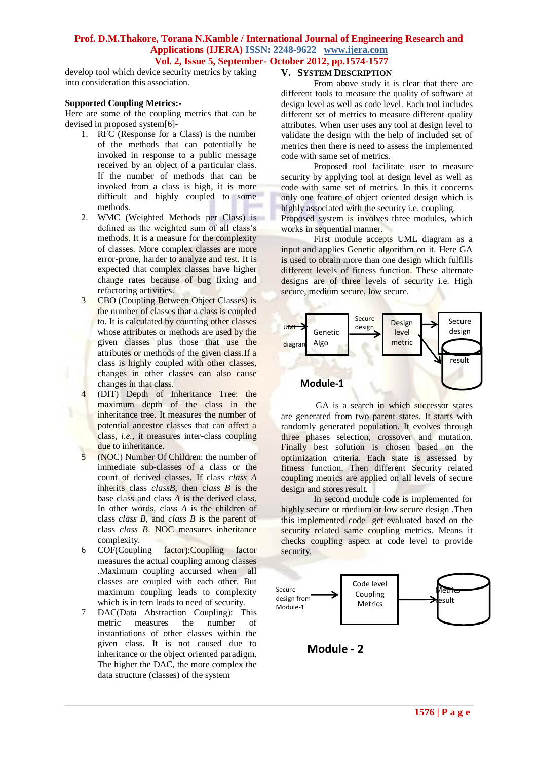develop tool which device security metrics by taking into consideration this association.

**Supported Coupling Metrics:-**

Here are some of the coupling metrics that can be devised in proposed system[6]-

1. RFC (Response for a Class) is the number of the methods that can potentially be invoked in response to a public message received by an object of a particular class. If the number of methods that can be invoked from a class is high, it is more difficult and highly coupled to some methods.
2. WMC (Weighted Methods per Class) is defined as the weighted sum of all class's methods. It is a measure for the complexity of classes. More complex classes are more error-prone, harder to analyze and test. It is expected that complex classes have higher change rates because of bug fixing and refactoring activities.
3. CBO (Coupling Between Object Classes) is the number of classes that a class is coupled to. It is calculated by counting other classes whose attributes or methods are used by the given classes plus those that use the attributes or methods of the given class.If a class is highly coupled with other classes, changes in other classes can also cause changes in that class.
4. (DIT) Depth of Inheritance Tree: the maximum depth of the class in the inheritance tree. It measures the number of potential ancestor classes that can affect a class, *i.e.*, it measures inter-class coupling due to inheritance.
5. (NOC) Number Of Children: the number of immediate sub-classes of a class or the count of derived classes. If class *class A* inherits class *classB*, then *class B* is the base class and class *A* is the derived class. In other words, class *A* is the children of class *class B*, and *class B* is the parent of class *class B*. NOC measures inheritance complexity.
6. COF(Coupling factor):Coupling factor measures the actual coupling among classes .Maximum coupling accursed when all classes are coupled with each other. But maximum coupling leads to complexity which is in tern leads to need of security.
7. DAC(Data Abstraction Coupling): This metric measures the number of instantiations of other classes within the given class. It is not caused due to inheritance or the object oriented paradigm. The higher the DAC, the more complex the data structure (classes) of the system

## V. System Description

From above study it is clear that there are different tools to measure the quality of software at design level as well as code level. Each tool includes different set of metrics to measure different quality attributes. When user uses any tool at design level to validate the design with the help of included set of metrics then there is need to assess the implemented code with same set of metrics.

Proposed tool facilitate user to measure security by applying tool at design level as well as code with same set of metrics. In this it concerns only one feature of object oriented design which is highly associated with the security i.e. coupling.

Proposed system is involves three modules, which works in sequential manner.

First module accepts UML diagram as a input and applies Genetic algorithm on it. Here GA is used to obtain more than one design which fulfills different levels of fitness function. These alternate designs are of three levels of security i.e. High secure, medium secure, low secure.

UML diagram → Genetic Algo → Secure design → Design level metric → Secure design / result

**Module-1**

GA is a search in which successor states are generated from two parent states. It starts with randomly generated population. It evolves through three phases selection, crossover and mutation. Finally best solution is chosen based on the optimization criteria. Each state is assessed by fitness function. Then different Security related coupling metrics are applied on all levels of secure design and stores result.

In second module code is implemented for highly secure or medium or low secure design .Then this implemented code get evaluated based on the security related same coupling metrics. Means it checks coupling aspect at code level to provide security.

Secure design from Module-1 → Code level Coupling Metrics → Metrics result

**Module - 2**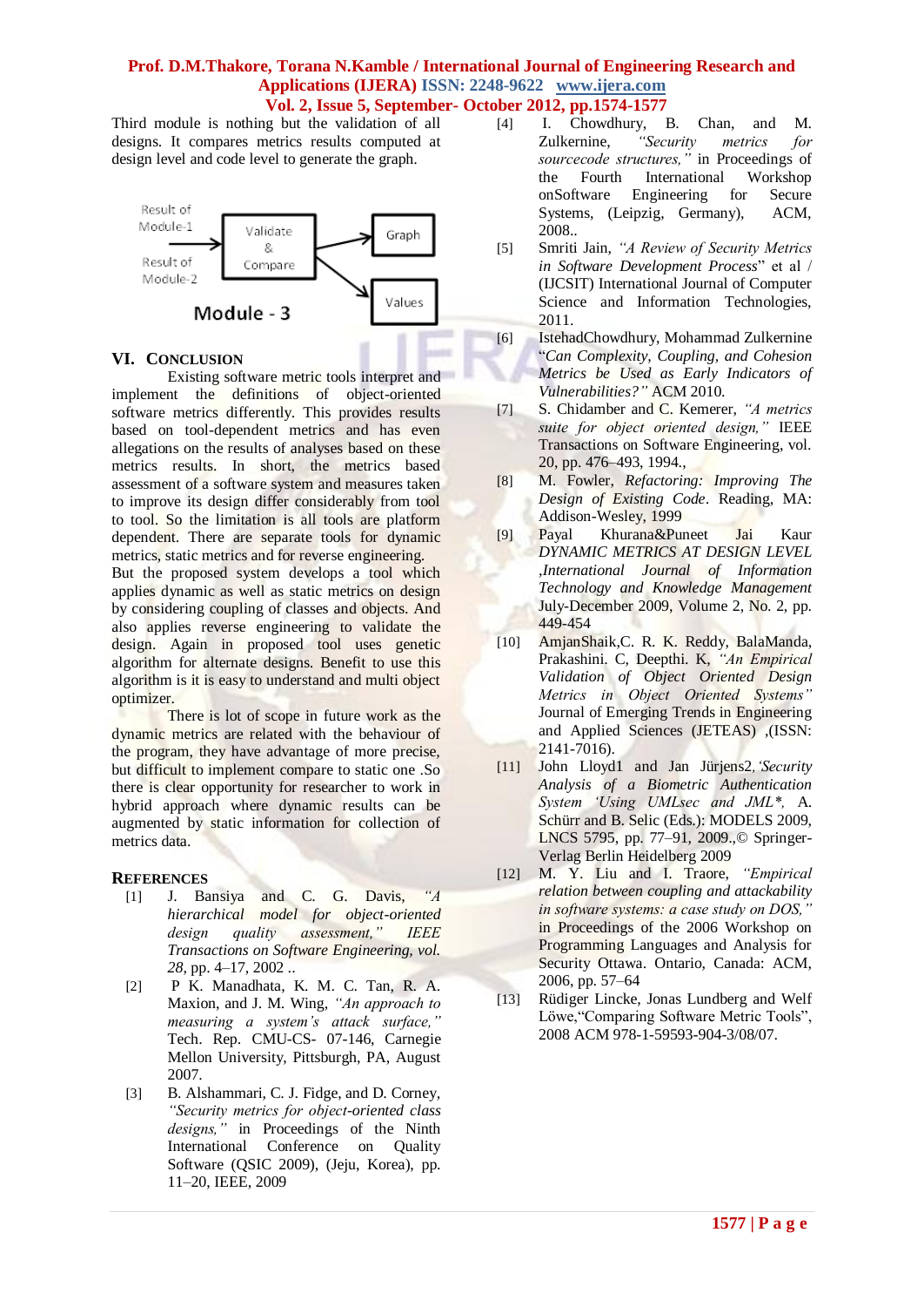Third module is nothing but the validation of all designs. It compares metrics results computed at design level and code level to generate the graph.

Result of Module-1

Result of Module-2

Validate & Compare

Graph

Values

Module - 3

## VI. CONCLUSION

Existing software metric tools interpret and implement the definitions of object-oriented software metrics differently. This provides results based on tool-dependent metrics and has even allegations on the results of analyses based on these metrics results. In short, the metrics based assessment of a software system and measures taken to improve its design differ considerably from tool to tool. So the limitation is all tools are platform dependent. There are separate tools for dynamic metrics, static metrics and for reverse engineering. But the proposed system develops a tool which applies dynamic as well as static metrics on design by considering coupling of classes and objects. And also applies reverse engineering to validate the design. Again in proposed tool uses genetic algorithm for alternate designs. Benefit to use this algorithm is it is easy to understand and multi object optimizer.

There is lot of scope in future work as the dynamic metrics are related with the behaviour of the program, they have advantage of more precise, but difficult to implement compare to static one .So there is clear opportunity for researcher to work in hybrid approach where dynamic results can be augmented by static information for collection of metrics data.

## REFERENCES

[1] J. Bansiya and C. G. Davis, *"A hierarchical model for object-oriented design quality assessment," IEEE Transactions on Software Engineering, vol. 28*, pp. 4–17, 2002 ..

[2] P K. Manadhata, K. M. C. Tan, R. A. Maxion, and J. M. Wing, *"An approach to measuring a system's attack surface,"* Tech. Rep. CMU-CS- 07-146, Carnegie Mellon University, Pittsburgh, PA, August 2007.

[3] B. Alshammari, C. J. Fidge, and D. Corney, *"Security metrics for object-oriented class designs,"* in Proceedings of the Ninth International Conference on Quality Software (QSIC 2009), (Jeju, Korea), pp. 11–20, IEEE, 2009

[4] I. Chowdhury, B. Chan, and M. Zulkernine, *"Security metrics for sourcecode structures,"* in Proceedings of the Fourth International Workshop onSoftware Engineering for Secure Systems, (Leipzig, Germany), ACM, 2008..

[5] Smriti Jain, *"A Review of Security Metrics in Software Development Process"* et al / (IJCSIT) International Journal of Computer Science and Information Technologies, 2011.

[6] IstehadChowdhury, Mohammad Zulkernine "*Can Complexity, Coupling, and Cohesion Metrics be Used as Early Indicators of Vulnerabilities?"* ACM 2010.

[7] S. Chidamber and C. Kemerer, *"A metrics suite for object oriented design,"* IEEE Transactions on Software Engineering, vol. 20, pp. 476–493, 1994.,

[8] M. Fowler, *Refactoring: Improving The Design of Existing Code*. Reading, MA: Addison-Wesley, 1999

[9] Payal Khurana&Puneet Jai Kaur *DYNAMIC METRICS AT DESIGN LEVEL ,International Journal of Information Technology and Knowledge Management* July-December 2009, Volume 2, No. 2, pp. 449-454

[10] AmjanShaik,C. R. K. Reddy, BalaManda, Prakashini. C, Deepthi. K, *"An Empirical Validation of Object Oriented Design Metrics in Object Oriented Systems"* Journal of Emerging Trends in Engineering and Applied Sciences (JETEAS) ,(ISSN: 2141-7016).

[11] John Lloyd1 and Jan Jürjens2,*'Security Analysis of a Biometric Authentication System 'Using UMLsec and JML\*,* A. Schürr and B. Selic (Eds.): MODELS 2009, LNCS 5795, pp. 77–91, 2009.,© Springer-Verlag Berlin Heidelberg 2009

[12] M. Y. Liu and I. Traore, *"Empirical relation between coupling and attackability in software systems: a case study on DOS,"* in Proceedings of the 2006 Workshop on Programming Languages and Analysis for Security Ottawa. Ontario, Canada: ACM, 2006, pp. 57–64

[13] Rüdiger Lincke, Jonas Lundberg and Welf Löwe,"Comparing Software Metric Tools", 2008 ACM 978-1-59593-904-3/08/07.